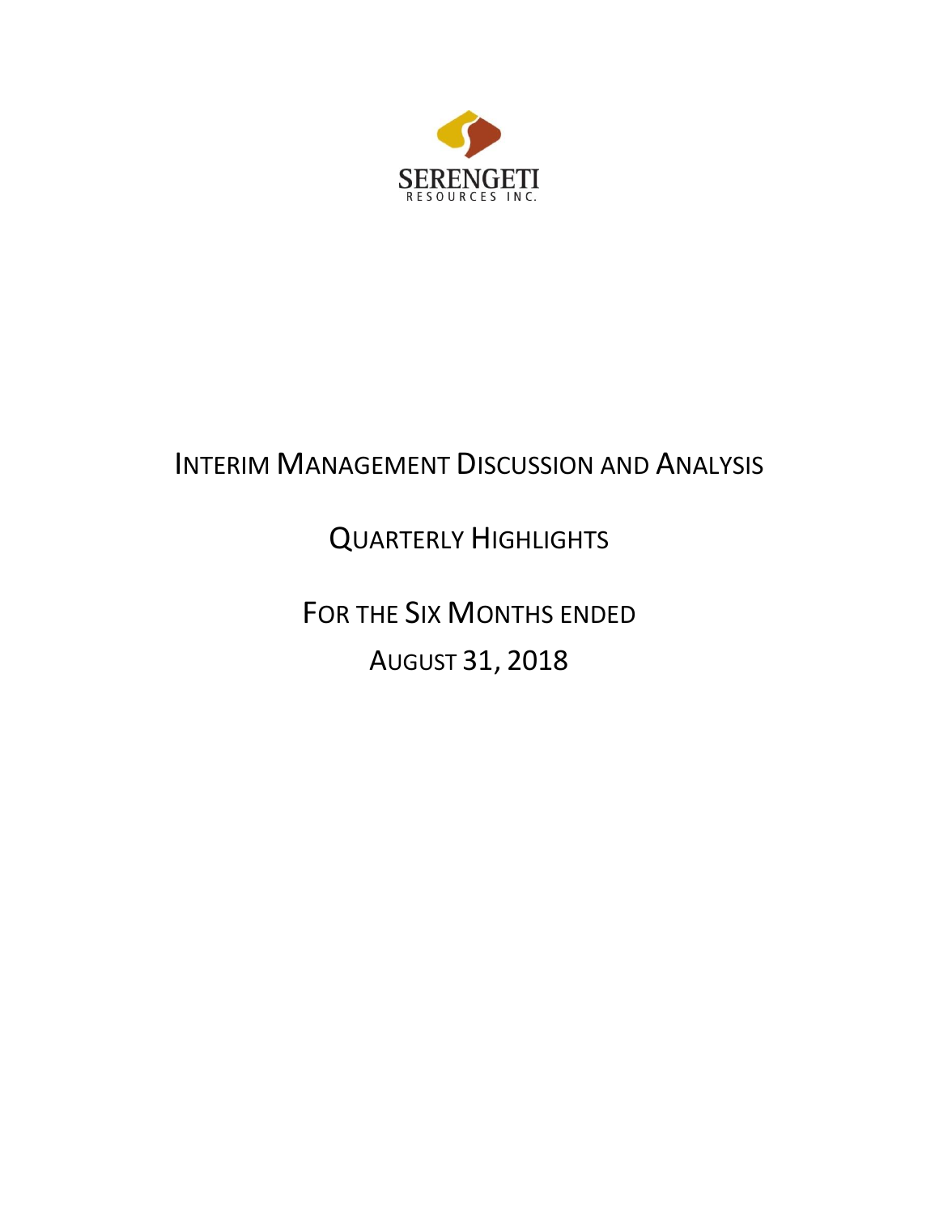SERENGETI RESOURCES INC.

# Interim Management Discussion and Analysis

## Quarterly Highlights

## For the Six Months ended August 31, 2018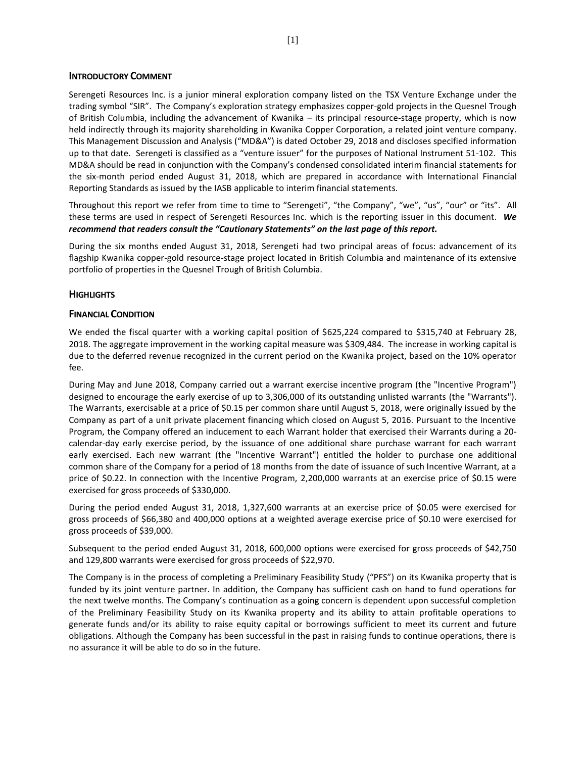## INTRODUCTORY COMMENT

Serengeti Resources Inc. is a junior mineral exploration company listed on the TSX Venture Exchange under the trading symbol "SIR". The Company's exploration strategy emphasizes copper-gold projects in the Quesnel Trough of British Columbia, including the advancement of Kwanika – its principal resource-stage property, which is now held indirectly through its majority shareholding in Kwanika Copper Corporation, a related joint venture company. This Management Discussion and Analysis ("MD&A") is dated October 29, 2018 and discloses specified information up to that date. Serengeti is classified as a "venture issuer" for the purposes of National Instrument 51-102. This MD&A should be read in conjunction with the Company's condensed consolidated interim financial statements for the six-month period ended August 31, 2018, which are prepared in accordance with International Financial Reporting Standards as issued by the IASB applicable to interim financial statements.

Throughout this report we refer from time to time to "Serengeti", "the Company", "we", "us", "our" or "its". All these terms are used in respect of Serengeti Resources Inc. which is the reporting issuer in this document. ***We recommend that readers consult the "Cautionary Statements" on the last page of this report.***

During the six months ended August 31, 2018, Serengeti had two principal areas of focus: advancement of its flagship Kwanika copper-gold resource-stage project located in British Columbia and maintenance of its extensive portfolio of properties in the Quesnel Trough of British Columbia.

## HIGHLIGHTS

### FINANCIAL CONDITION

We ended the fiscal quarter with a working capital position of $625,224 compared to $315,740 at February 28, 2018. The aggregate improvement in the working capital measure was $309,484. The increase in working capital is due to the deferred revenue recognized in the current period on the Kwanika project, based on the 10% operator fee.

During May and June 2018, Company carried out a warrant exercise incentive program (the "Incentive Program") designed to encourage the early exercise of up to 3,306,000 of its outstanding unlisted warrants (the "Warrants"). The Warrants, exercisable at a price of $0.15 per common share until August 5, 2018, were originally issued by the Company as part of a unit private placement financing which closed on August 5, 2016. Pursuant to the Incentive Program, the Company offered an inducement to each Warrant holder that exercised their Warrants during a 20-calendar-day early exercise period, by the issuance of one additional share purchase warrant for each warrant early exercised. Each new warrant (the "Incentive Warrant") entitled the holder to purchase one additional common share of the Company for a period of 18 months from the date of issuance of such Incentive Warrant, at a price of $0.22. In connection with the Incentive Program, 2,200,000 warrants at an exercise price of $0.15 were exercised for gross proceeds of $330,000.

During the period ended August 31, 2018, 1,327,600 warrants at an exercise price of $0.05 were exercised for gross proceeds of $66,380 and 400,000 options at a weighted average exercise price of $0.10 were exercised for gross proceeds of $39,000.

Subsequent to the period ended August 31, 2018, 600,000 options were exercised for gross proceeds of $42,750 and 129,800 warrants were exercised for gross proceeds of $22,970.

The Company is in the process of completing a Preliminary Feasibility Study ("PFS") on its Kwanika property that is funded by its joint venture partner. In addition, the Company has sufficient cash on hand to fund operations for the next twelve months. The Company's continuation as a going concern is dependent upon successful completion of the Preliminary Feasibility Study on its Kwanika property and its ability to attain profitable operations to generate funds and/or its ability to raise equity capital or borrowings sufficient to meet its current and future obligations. Although the Company has been successful in the past in raising funds to continue operations, there is no assurance it will be able to do so in the future.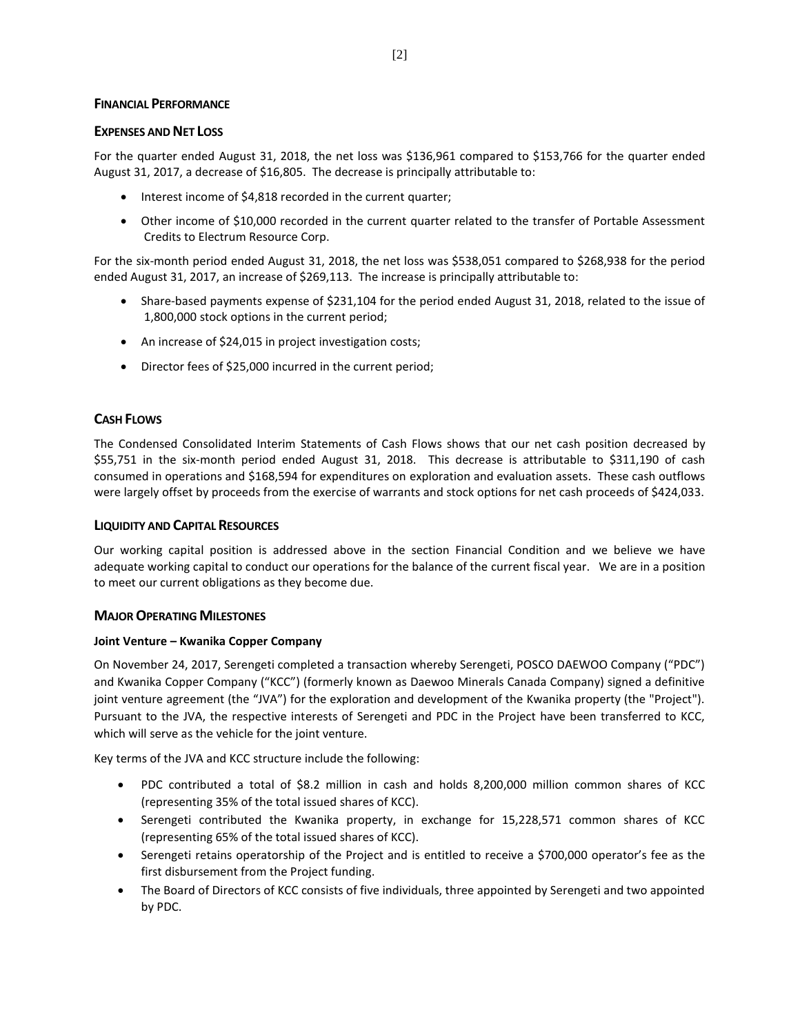## Financial Performance

### Expenses and Net Loss

For the quarter ended August 31, 2018, the net loss was $136,961 compared to $153,766 for the quarter ended August 31, 2017, a decrease of $16,805. The decrease is principally attributable to:

- Interest income of $4,818 recorded in the current quarter;
- Other income of $10,000 recorded in the current quarter related to the transfer of Portable Assessment Credits to Electrum Resource Corp.

For the six-month period ended August 31, 2018, the net loss was $538,051 compared to $268,938 for the period ended August 31, 2017, an increase of $269,113. The increase is principally attributable to:

- Share-based payments expense of $231,104 for the period ended August 31, 2018, related to the issue of 1,800,000 stock options in the current period;
- An increase of $24,015 in project investigation costs;
- Director fees of $25,000 incurred in the current period;

### Cash Flows

The Condensed Consolidated Interim Statements of Cash Flows shows that our net cash position decreased by $55,751 in the six-month period ended August 31, 2018. This decrease is attributable to $311,190 of cash consumed in operations and $168,594 for expenditures on exploration and evaluation assets. These cash outflows were largely offset by proceeds from the exercise of warrants and stock options for net cash proceeds of $424,033.

### Liquidity and Capital Resources

Our working capital position is addressed above in the section Financial Condition and we believe we have adequate working capital to conduct our operations for the balance of the current fiscal year. We are in a position to meet our current obligations as they become due.

### Major Operating Milestones

**Joint Venture – Kwanika Copper Company**

On November 24, 2017, Serengeti completed a transaction whereby Serengeti, POSCO DAEWOO Company ("PDC") and Kwanika Copper Company ("KCC") (formerly known as Daewoo Minerals Canada Company) signed a definitive joint venture agreement (the "JVA") for the exploration and development of the Kwanika property (the "Project"). Pursuant to the JVA, the respective interests of Serengeti and PDC in the Project have been transferred to KCC, which will serve as the vehicle for the joint venture.

Key terms of the JVA and KCC structure include the following:

- PDC contributed a total of $8.2 million in cash and holds 8,200,000 million common shares of KCC (representing 35% of the total issued shares of KCC).
- Serengeti contributed the Kwanika property, in exchange for 15,228,571 common shares of KCC (representing 65% of the total issued shares of KCC).
- Serengeti retains operatorship of the Project and is entitled to receive a $700,000 operator's fee as the first disbursement from the Project funding.
- The Board of Directors of KCC consists of five individuals, three appointed by Serengeti and two appointed by PDC.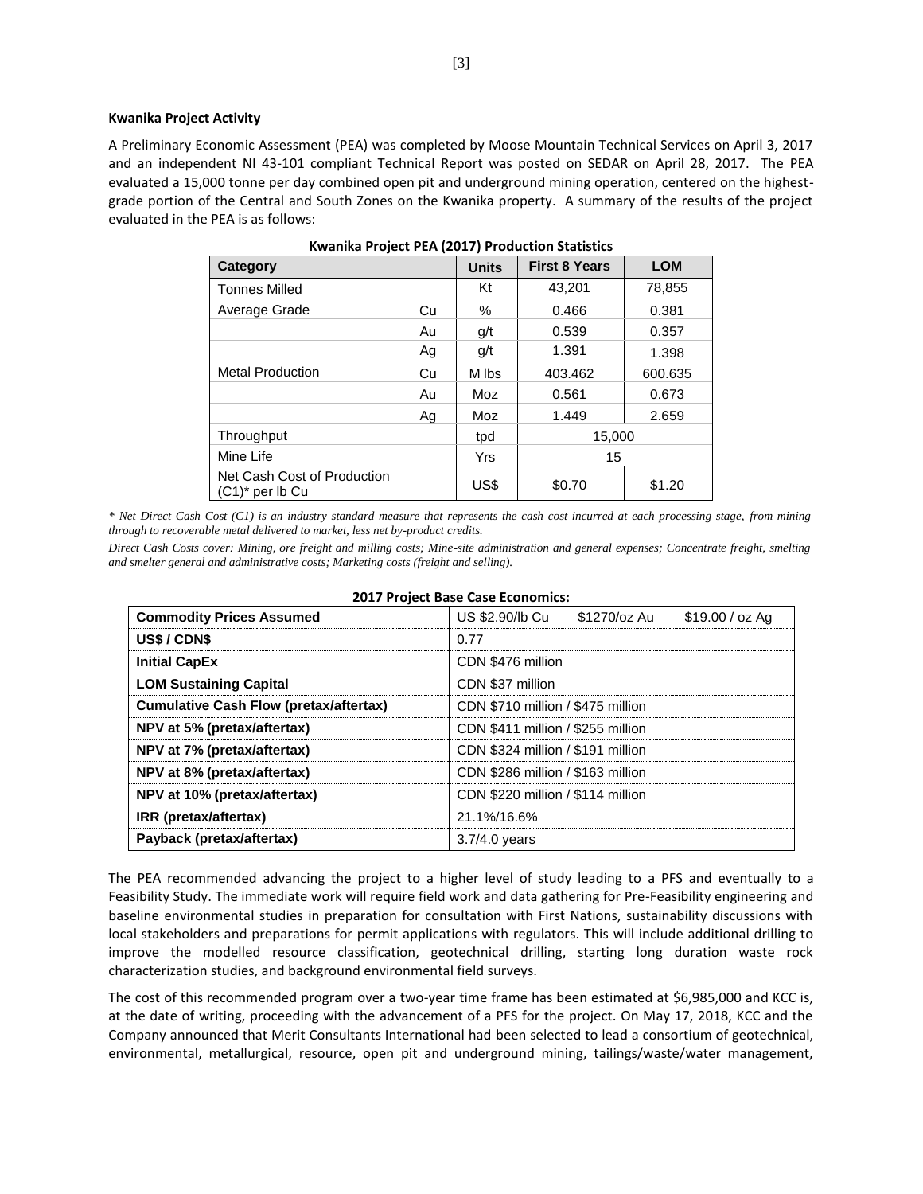**Kwanika Project Activity**

A Preliminary Economic Assessment (PEA) was completed by Moose Mountain Technical Services on April 3, 2017 and an independent NI 43-101 compliant Technical Report was posted on SEDAR on April 28, 2017. The PEA evaluated a 15,000 tonne per day combined open pit and underground mining operation, centered on the highest-grade portion of the Central and South Zones on the Kwanika property. A summary of the results of the project evaluated in the PEA is as follows:

**Kwanika Project PEA (2017) Production Statistics**

| Category | | Units | First 8 Years | LOM |
|---|---|---|---|---|
| Tonnes Milled | | Kt | 43,201 | 78,855 |
| Average Grade | Cu | % | 0.466 | 0.381 |
| | Au | g/t | 0.539 | 0.357 |
| | Ag | g/t | 1.391 | 1.398 |
| Metal Production | Cu | M lbs | 403.462 | 600.635 |
| | Au | Moz | 0.561 | 0.673 |
| | Ag | Moz | 1.449 | 2.659 |
| Throughput | | tpd | 15,000 | |
| Mine Life | | Yrs | 15 | |
| Net Cash Cost of Production (C1)* per lb Cu | | US$ | $0.70 | $1.20 |

*\* Net Direct Cash Cost (C1) is an industry standard measure that represents the cash cost incurred at each processing stage, from mining through to recoverable metal delivered to market, less net by-product credits.*

*Direct Cash Costs cover: Mining, ore freight and milling costs; Mine-site administration and general expenses; Concentrate freight, smelting and smelter general and administrative costs; Marketing costs (freight and selling).*

**2017 Project Base Case Economics:**

| Commodity Prices Assumed | US $2.90/lb Cu $1270/oz Au $19.00 / oz Ag |
|---|---|
| **US$ / CDN$** | 0.77 |
| **Initial CapEx** | CDN $476 million |
| **LOM Sustaining Capital** | CDN $37 million |
| **Cumulative Cash Flow (pretax/aftertax)** | CDN $710 million / $475 million |
| **NPV at 5% (pretax/aftertax)** | CDN $411 million / $255 million |
| **NPV at 7% (pretax/aftertax)** | CDN $324 million / $191 million |
| **NPV at 8% (pretax/aftertax)** | CDN $286 million / $163 million |
| **NPV at 10% (pretax/aftertax)** | CDN $220 million / $114 million |
| **IRR (pretax/aftertax)** | 21.1%/16.6% |
| **Payback (pretax/aftertax)** | 3.7/4.0 years |

The PEA recommended advancing the project to a higher level of study leading to a PFS and eventually to a Feasibility Study. The immediate work will require field work and data gathering for Pre-Feasibility engineering and baseline environmental studies in preparation for consultation with First Nations, sustainability discussions with local stakeholders and preparations for permit applications with regulators. This will include additional drilling to improve the modelled resource classification, geotechnical drilling, starting long duration waste rock characterization studies, and background environmental field surveys.

The cost of this recommended program over a two-year time frame has been estimated at $6,985,000 and KCC is, at the date of writing, proceeding with the advancement of a PFS for the project. On May 17, 2018, KCC and the Company announced that Merit Consultants International had been selected to lead a consortium of geotechnical, environmental, metallurgical, resource, open pit and underground mining, tailings/waste/water management,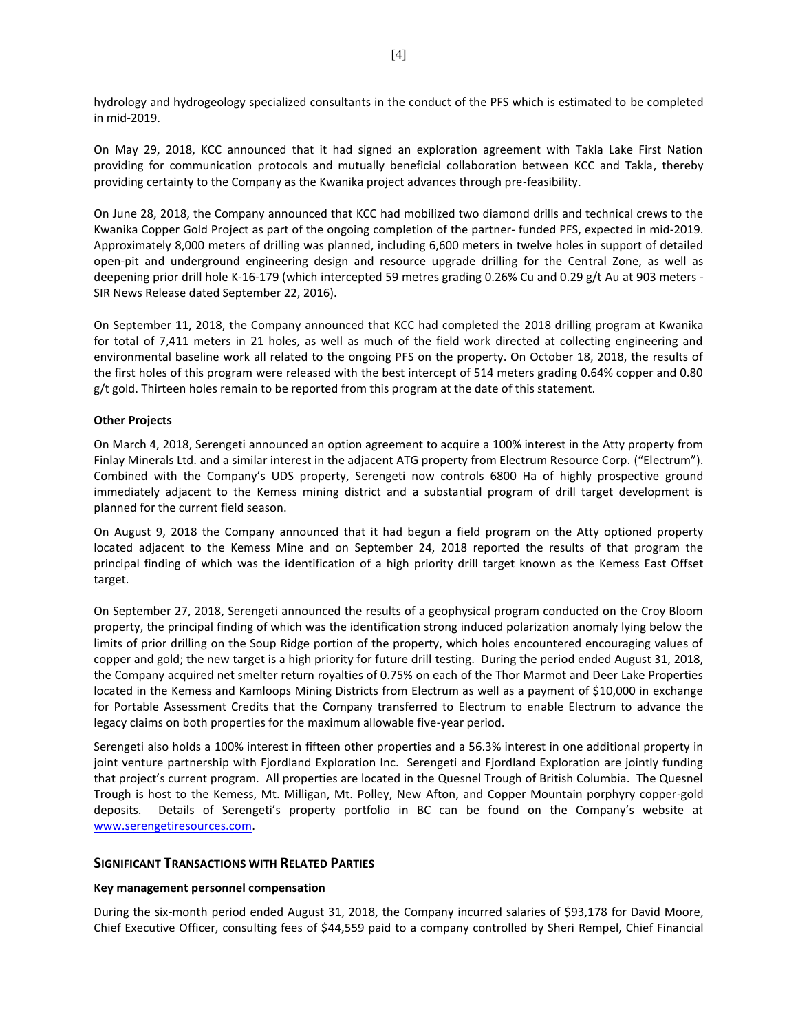hydrology and hydrogeology specialized consultants in the conduct of the PFS which is estimated to be completed in mid-2019.

On May 29, 2018, KCC announced that it had signed an exploration agreement with Takla Lake First Nation providing for communication protocols and mutually beneficial collaboration between KCC and Takla, thereby providing certainty to the Company as the Kwanika project advances through pre-feasibility.

On June 28, 2018, the Company announced that KCC had mobilized two diamond drills and technical crews to the Kwanika Copper Gold Project as part of the ongoing completion of the partner- funded PFS, expected in mid-2019. Approximately 8,000 meters of drilling was planned, including 6,600 meters in twelve holes in support of detailed open-pit and underground engineering design and resource upgrade drilling for the Central Zone, as well as deepening prior drill hole K-16-179 (which intercepted 59 metres grading 0.26% Cu and 0.29 g/t Au at 903 meters - SIR News Release dated September 22, 2016).

On September 11, 2018, the Company announced that KCC had completed the 2018 drilling program at Kwanika for total of 7,411 meters in 21 holes, as well as much of the field work directed at collecting engineering and environmental baseline work all related to the ongoing PFS on the property. On October 18, 2018, the results of the first holes of this program were released with the best intercept of 514 meters grading 0.64% copper and 0.80 g/t gold. Thirteen holes remain to be reported from this program at the date of this statement.

**Other Projects**

On March 4, 2018, Serengeti announced an option agreement to acquire a 100% interest in the Atty property from Finlay Minerals Ltd. and a similar interest in the adjacent ATG property from Electrum Resource Corp. ("Electrum"). Combined with the Company's UDS property, Serengeti now controls 6800 Ha of highly prospective ground immediately adjacent to the Kemess mining district and a substantial program of drill target development is planned for the current field season.

On August 9, 2018 the Company announced that it had begun a field program on the Atty optioned property located adjacent to the Kemess Mine and on September 24, 2018 reported the results of that program the principal finding of which was the identification of a high priority drill target known as the Kemess East Offset target.

On September 27, 2018, Serengeti announced the results of a geophysical program conducted on the Croy Bloom property, the principal finding of which was the identification strong induced polarization anomaly lying below the limits of prior drilling on the Soup Ridge portion of the property, which holes encountered encouraging values of copper and gold; the new target is a high priority for future drill testing. During the period ended August 31, 2018, the Company acquired net smelter return royalties of 0.75% on each of the Thor Marmot and Deer Lake Properties located in the Kemess and Kamloops Mining Districts from Electrum as well as a payment of $10,000 in exchange for Portable Assessment Credits that the Company transferred to Electrum to enable Electrum to advance the legacy claims on both properties for the maximum allowable five-year period.

Serengeti also holds a 100% interest in fifteen other properties and a 56.3% interest in one additional property in joint venture partnership with Fjordland Exploration Inc. Serengeti and Fjordland Exploration are jointly funding that project's current program. All properties are located in the Quesnel Trough of British Columbia. The Quesnel Trough is host to the Kemess, Mt. Milligan, Mt. Polley, New Afton, and Copper Mountain porphyry copper-gold deposits. Details of Serengeti's property portfolio in BC can be found on the Company's website at www.serengetiresources.com.

## Significant Transactions with Related Parties

**Key management personnel compensation**

During the six-month period ended August 31, 2018, the Company incurred salaries of $93,178 for David Moore, Chief Executive Officer, consulting fees of $44,559 paid to a company controlled by Sheri Rempel, Chief Financial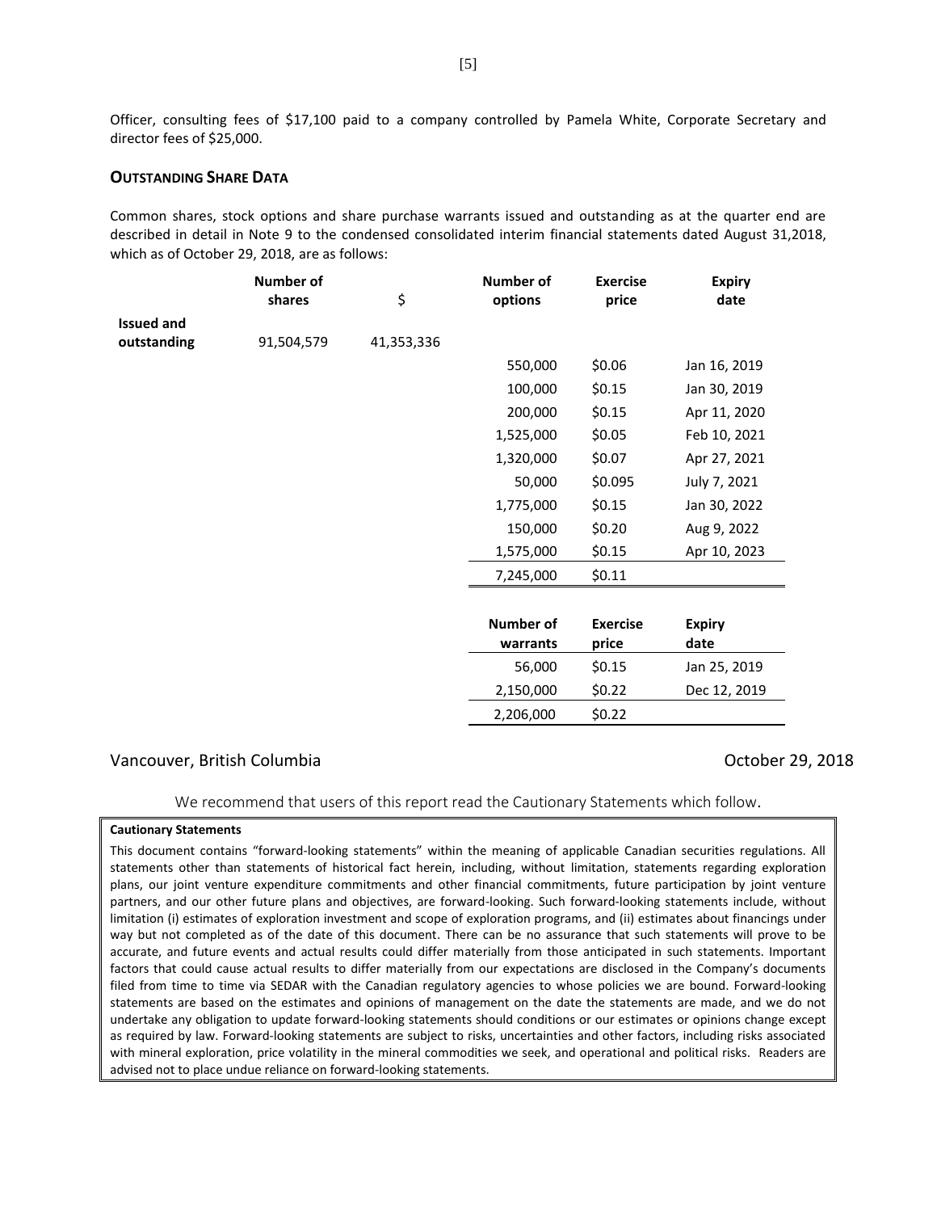Officer, consulting fees of $17,100 paid to a company controlled by Pamela White, Corporate Secretary and director fees of $25,000.

## OUTSTANDING SHARE DATA

Common shares, stock options and share purchase warrants issued and outstanding as at the quarter end are described in detail in Note 9 to the condensed consolidated interim financial statements dated August 31,2018, which as of October 29, 2018, are as follows:

| | Number of shares | $ | Number of options | Exercise price | Expiry date |
|---|---|---|---|---|---|
| **Issued and outstanding** | 91,504,579 | 41,353,336 | | | |
| | | | 550,000 | $0.06 | Jan 16, 2019 |
| | | | 100,000 | $0.15 | Jan 30, 2019 |
| | | | 200,000 | $0.15 | Apr 11, 2020 |
| | | | 1,525,000 | $0.05 | Feb 10, 2021 |
| | | | 1,320,000 | $0.07 | Apr 27, 2021 |
| | | | 50,000 | $0.095 | July 7, 2021 |
| | | | 1,775,000 | $0.15 | Jan 30, 2022 |
| | | | 150,000 | $0.20 | Aug 9, 2022 |
| | | | 1,575,000 | $0.15 | Apr 10, 2023 |
| | | | 7,245,000 | $0.11 | |

| Number of warrants | Exercise price | Expiry date |
|---|---|---|
| 56,000 | $0.15 | Jan 25, 2019 |
| 2,150,000 | $0.22 | Dec 12, 2019 |
| 2,206,000 | $0.22 | |

Vancouver, British Columbia

October 29, 2018

We recommend that users of this report read the Cautionary Statements which follow.

**Cautionary Statements**

This document contains "forward-looking statements" within the meaning of applicable Canadian securities regulations. All statements other than statements of historical fact herein, including, without limitation, statements regarding exploration plans, our joint venture expenditure commitments and other financial commitments, future participation by joint venture partners, and our other future plans and objectives, are forward-looking. Such forward-looking statements include, without limitation (i) estimates of exploration investment and scope of exploration programs, and (ii) estimates about financings under way but not completed as of the date of this document. There can be no assurance that such statements will prove to be accurate, and future events and actual results could differ materially from those anticipated in such statements. Important factors that could cause actual results to differ materially from our expectations are disclosed in the Company's documents filed from time to time via SEDAR with the Canadian regulatory agencies to whose policies we are bound. Forward-looking statements are based on the estimates and opinions of management on the date the statements are made, and we do not undertake any obligation to update forward-looking statements should conditions or our estimates or opinions change except as required by law. Forward-looking statements are subject to risks, uncertainties and other factors, including risks associated with mineral exploration, price volatility in the mineral commodities we seek, and operational and political risks. Readers are advised not to place undue reliance on forward-looking statements.